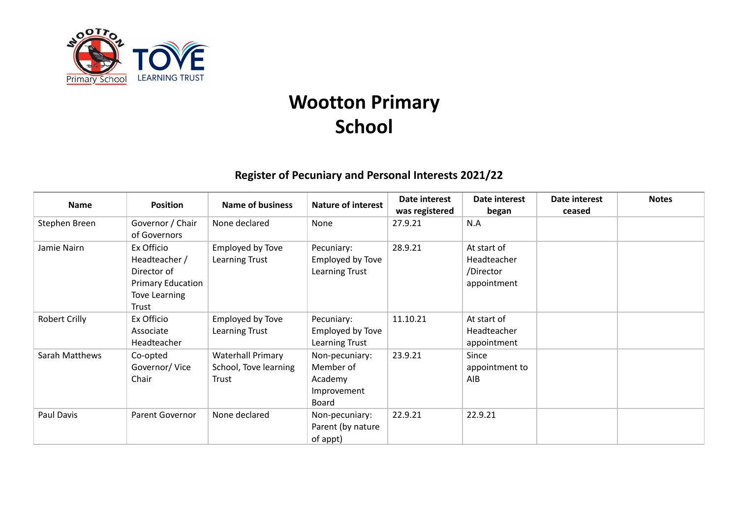# Wootton Primary School

## Register of Pecuniary and Personal Interests 2021/22

| Name | Position | Name of business | Nature of interest | Date interest was registered | Date interest began | Date interest ceased | Notes |
|---|---|---|---|---|---|---|---|
| Stephen Breen | Governor / Chair of Governors | None declared | None | 27.9.21 | N.A | | |
| Jamie Nairn | Ex Officio Headteacher / Director of Primary Education Tove Learning Trust | Employed by Tove Learning Trust | Pecuniary: Employed by Tove Learning Trust | 28.9.21 | At start of Headteacher /Director appointment | | |
| Robert Crilly | Ex Officio Associate Headteacher | Employed by Tove Learning Trust | Pecuniary: Employed by Tove Learning Trust | 11.10.21 | At start of Headteacher appointment | | |
| Sarah Matthews | Co-opted Governor/ Vice Chair | Waterhall Primary School, Tove learning Trust | Non-pecuniary: Member of Academy Improvement Board | 23.9.21 | Since appointment to AIB | | |
| Paul Davis | Parent Governor | None declared | Non-pecuniary: Parent (by nature of appt) | 22.9.21 | 22.9.21 | | |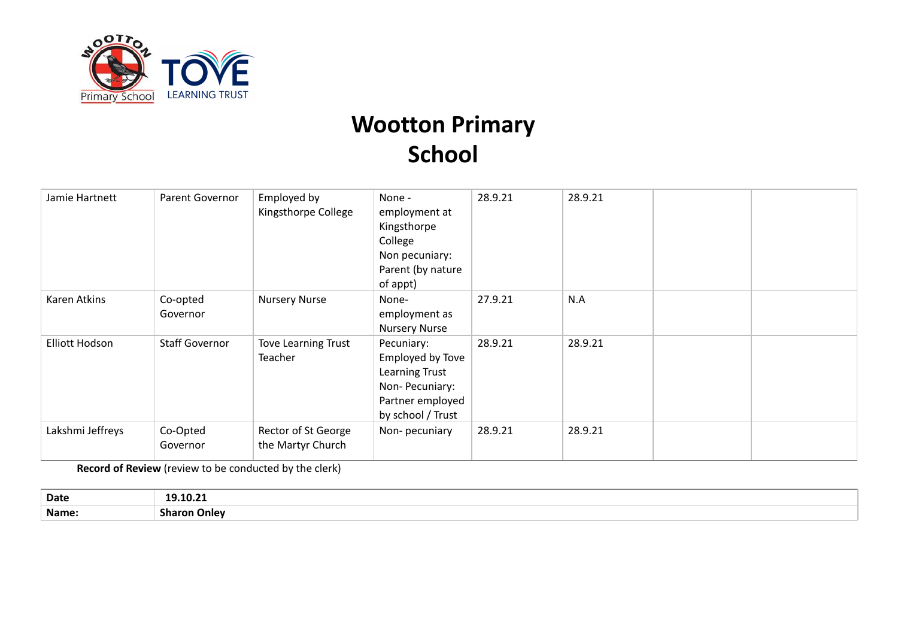# Wootton Primary School

| | | | | | | | |
|---|---|---|---|---|---|---|---|
| Jamie Hartnett | Parent Governor | Employed by Kingsthorpe College | None - employment at Kingsthorpe College Non pecuniary: Parent (by nature of appt) | 28.9.21 | 28.9.21 | | |
| Karen Atkins | Co-opted Governor | Nursery Nurse | None- employment as Nursery Nurse | 27.9.21 | N.A | | |
| Elliott Hodson | Staff Governor | Tove Learning Trust Teacher | Pecuniary: Employed by Tove Learning Trust Non- Pecuniary: Partner employed by school / Trust | 28.9.21 | 28.9.21 | | |
| Lakshmi Jeffreys | Co-Opted Governor | Rector of St George the Martyr Church | Non- pecuniary | 28.9.21 | 28.9.21 | | |

**Record of Review** (review to be conducted by the clerk)

| | |
|---|---|
| **Date** | **19.10.21** |
| **Name:** | **Sharon Onley** |